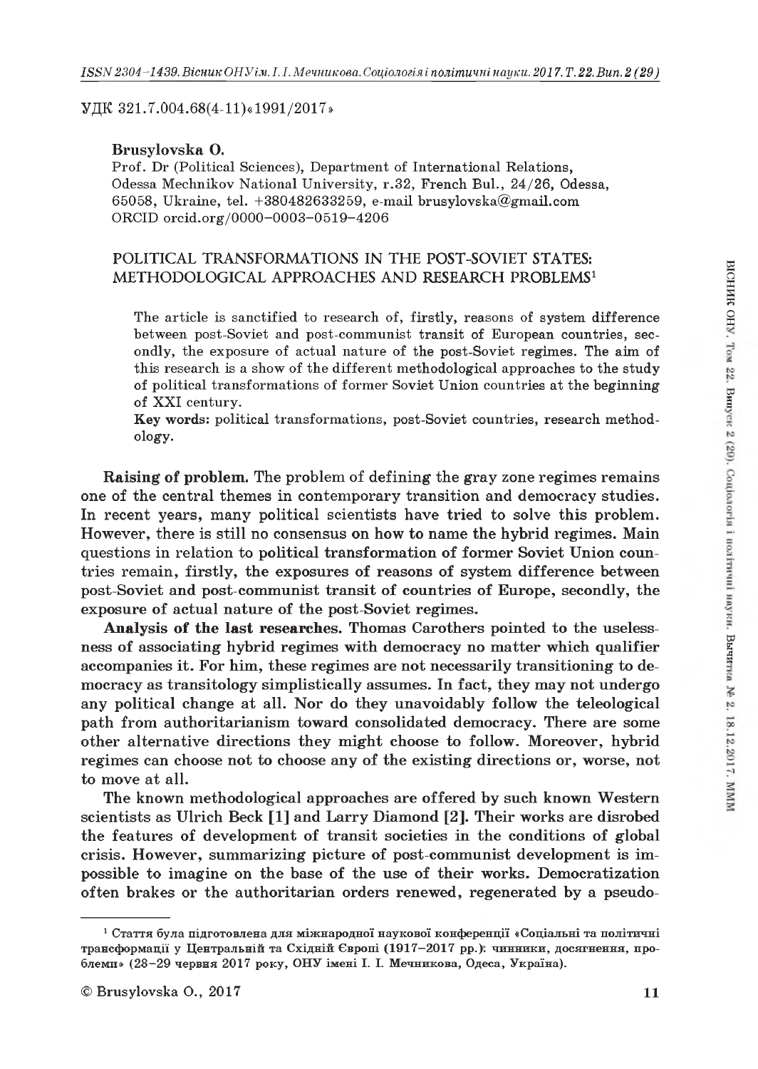УДК 321.7.004.68(4-11)«1991/2017»

**Brusylovska O.**

Prof. Dr (Political Sciences), Department of International Relations, Odessa Mechnikov National University, r.32, French Bul., 24/26, Odessa, 65058, Ukraine, tel. +380482633259, e-mail brusylovska@gmail.com
ORCID orcid.org/0000-0003-0519-4206

# POLITICAL TRANSFORMATIONS IN THE POST-SOVIET STATES: METHODOLOGICAL APPROACHES AND RESEARCH PROBLEMS[1]

The article is sanctified to research of, firstly, reasons of system difference between post-Soviet and post-communist transit of European countries, secondly, the exposure of actual nature of the post-Soviet regimes. The aim of this research is a show of the different methodological approaches to the study of political transformations of former Soviet Union countries at the beginning of XXI century.

**Key words:** political transformations, post-Soviet countries, research methodology.

**Raising of problem.** The problem of defining the gray zone regimes remains one of the central themes in contemporary transition and democracy studies. In recent years, many political scientists have tried to solve this problem. However, there is still no consensus on how to name the hybrid regimes. Main questions in relation to political transformation of former Soviet Union countries remain, firstly, the exposures of reasons of system difference between post-Soviet and post-communist transit of countries of Europe, secondly, the exposure of actual nature of the post-Soviet regimes.

**Analysis of the last researches.** Thomas Carothers pointed to the uselessness of associating hybrid regimes with democracy no matter which qualifier accompanies it. For him, these regimes are not necessarily transitioning to democracy as transitology simplistically assumes. In fact, they may not undergo any political change at all. Nor do they unavoidably follow the teleological path from authoritarianism toward consolidated democracy. There are some other alternative directions they might choose to follow. Moreover, hybrid regimes can choose not to choose any of the existing directions or, worse, not to move at all.

The known methodological approaches are offered by such known Western scientists as Ulrich Beck [1] and Larry Diamond [2]. Their works are disrobed the features of development of transit societies in the conditions of global crisis. However, summarizing picture of post-communist development is impossible to imagine on the base of the use of their works. Democratization often brakes or the authoritarian orders renewed, regenerated by a pseudo-

---

[1] Стаття була підготовлена для міжнародної наукової конференції «Соціальні та політичні трансформації у Центральній та Східній Європі (1917–2017 рр.): чинники, досягнення, проблеми» (28–29 червня 2017 року, ОНУ імені І. І. Мечникова, Одеса, Україна).

© Brusylovska O., 2017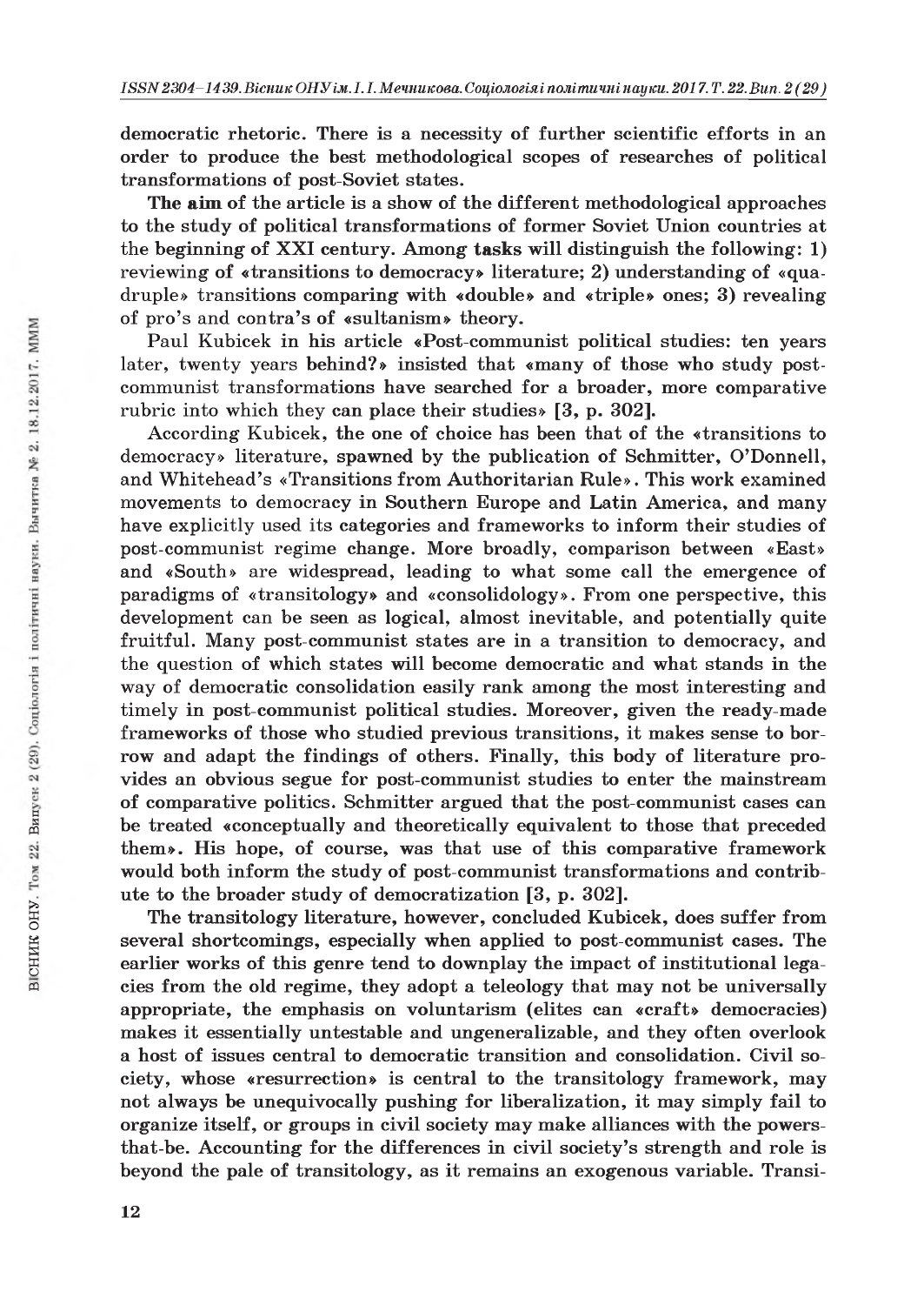democratic rhetoric. There is a necessity of further scientific efforts in an order to produce the best methodological scopes of researches of political transformations of post-Soviet states.

**The aim** of the article is a show of the different methodological approaches to the study of political transformations of former Soviet Union countries at the beginning of XXI century. Among **tasks** will distinguish the following: 1) reviewing of «transitions to democracy» literature; 2) understanding of «quadruple» transitions comparing with «double» and «triple» ones; 3) revealing of pro's and contra's of «sultanism» theory.

Paul Kubicek in his article «Post-communist political studies: ten years later, twenty years behind?» insisted that «many of those who study post-communist transformations have searched for a broader, more comparative rubric into which they can place their studies» [3, p. 302].

According Kubicek, the one of choice has been that of the «transitions to democracy» literature, spawned by the publication of Schmitter, O'Donnell, and Whitehead's «Transitions from Authoritarian Rule». This work examined movements to democracy in Southern Europe and Latin America, and many have explicitly used its categories and frameworks to inform their studies of post-communist regime change. More broadly, comparison between «East» and «South» are widespread, leading to what some call the emergence of paradigms of «transitology» and «consolidology». From one perspective, this development can be seen as logical, almost inevitable, and potentially quite fruitful. Many post-communist states are in a transition to democracy, and the question of which states will become democratic and what stands in the way of democratic consolidation easily rank among the most interesting and timely in post-communist political studies. Moreover, given the ready-made frameworks of those who studied previous transitions, it makes sense to borrow and adapt the findings of others. Finally, this body of literature provides an obvious segue for post-communist studies to enter the mainstream of comparative politics. Schmitter argued that the post-communist cases can be treated «conceptually and theoretically equivalent to those that preceded them». His hope, of course, was that use of this comparative framework would both inform the study of post-communist transformations and contribute to the broader study of democratization [3, p. 302].

The transitology literature, however, concluded Kubicek, does suffer from several shortcomings, especially when applied to post-communist cases. The earlier works of this genre tend to downplay the impact of institutional legacies from the old regime, they adopt a teleology that may not be universally appropriate, the emphasis on voluntarism (elites can «craft» democracies) makes it essentially untestable and ungeneralizable, and they often overlook a host of issues central to democratic transition and consolidation. Civil society, whose «resurrection» is central to the transitology framework, may not always be unequivocally pushing for liberalization, it may simply fail to organize itself, or groups in civil society may make alliances with the powers-that-be. Accounting for the differences in civil society's strength and role is beyond the pale of transitology, as it remains an exogenous variable. Transi-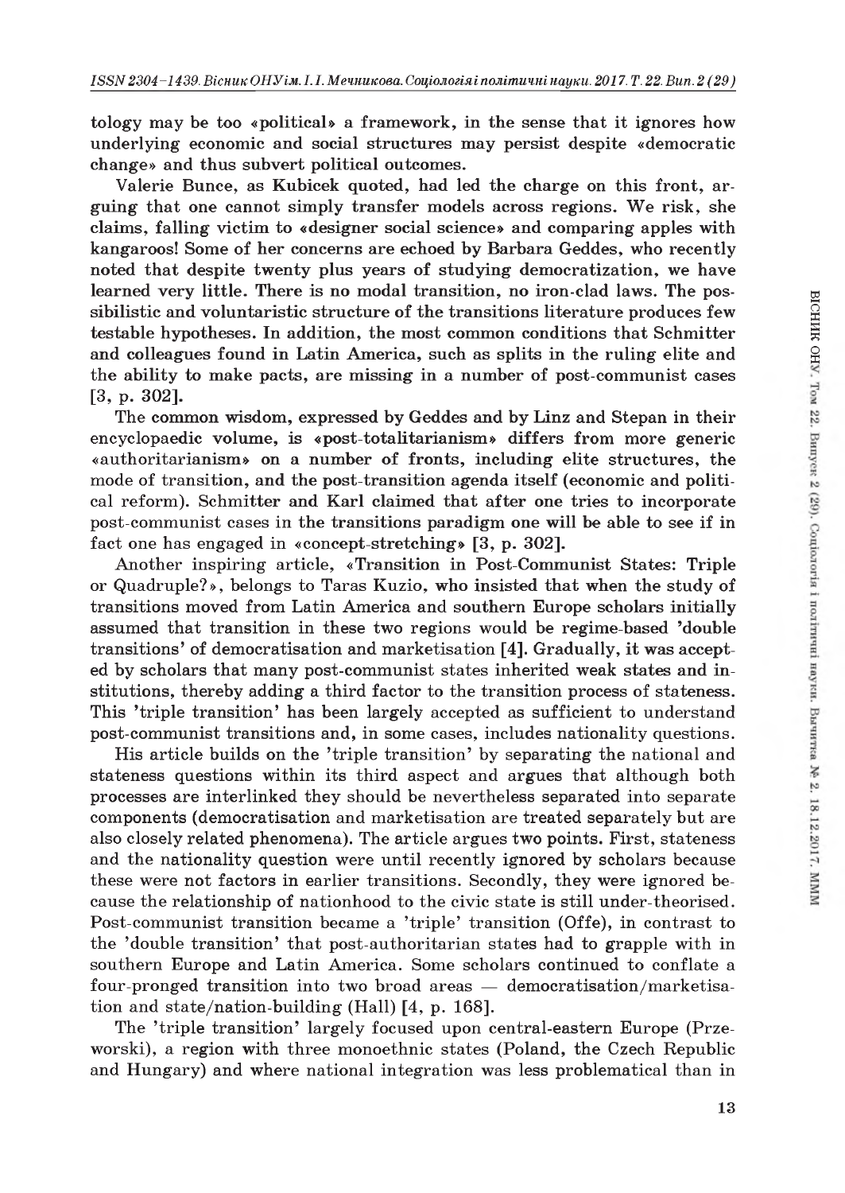tology may be too «political» a framework, in the sense that it ignores how underlying economic and social structures may persist despite «democratic change» and thus subvert political outcomes.

Valerie Bunce, as Kubicek quoted, had led the charge on this front, arguing that one cannot simply transfer models across regions. We risk, she claims, falling victim to «designer social science» and comparing apples with kangaroos! Some of her concerns are echoed by Barbara Geddes, who recently noted that despite twenty plus years of studying democratization, we have learned very little. There is no modal transition, no iron-clad laws. The possibilistic and voluntaristic structure of the transitions literature produces few testable hypotheses. In addition, the most common conditions that Schmitter and colleagues found in Latin America, such as splits in the ruling elite and the ability to make pacts, are missing in a number of post-communist cases [3, p. 302].

The common wisdom, expressed by Geddes and by Linz and Stepan in their encyclopaedic volume, is «post-totalitarianism» differs from more generic «authoritarianism» on a number of fronts, including elite structures, the mode of transition, and the post-transition agenda itself (economic and political reform). Schmitter and Karl claimed that after one tries to incorporate post-communist cases in the transitions paradigm one will be able to see if in fact one has engaged in «concept-stretching» [3, p. 302].

Another inspiring article, «Transition in Post-Communist States: Triple or Quadruple?», belongs to Taras Kuzio, who insisted that when the study of transitions moved from Latin America and southern Europe scholars initially assumed that transition in these two regions would be regime-based 'double transitions' of democratisation and marketisation [4]. Gradually, it was accepted by scholars that many post-communist states inherited weak states and institutions, thereby adding a third factor to the transition process of stateness. This 'triple transition' has been largely accepted as sufficient to understand post-communist transitions and, in some cases, includes nationality questions.

His article builds on the 'triple transition' by separating the national and stateness questions within its third aspect and argues that although both processes are interlinked they should be nevertheless separated into separate components (democratisation and marketisation are treated separately but are also closely related phenomena). The article argues two points. First, stateness and the nationality question were until recently ignored by scholars because these were not factors in earlier transitions. Secondly, they were ignored because the relationship of nationhood to the civic state is still under-theorised. Post-communist transition became a 'triple' transition (Offe), in contrast to the 'double transition' that post-authoritarian states had to grapple with in southern Europe and Latin America. Some scholars continued to conflate a four-pronged transition into two broad areas — democratisation/marketisation and state/nation-building (Hall) [4, p. 168].

The 'triple transition' largely focused upon central-eastern Europe (Przeworski), a region with three monoethnic states (Poland, the Czech Republic and Hungary) and where national integration was less problematical than in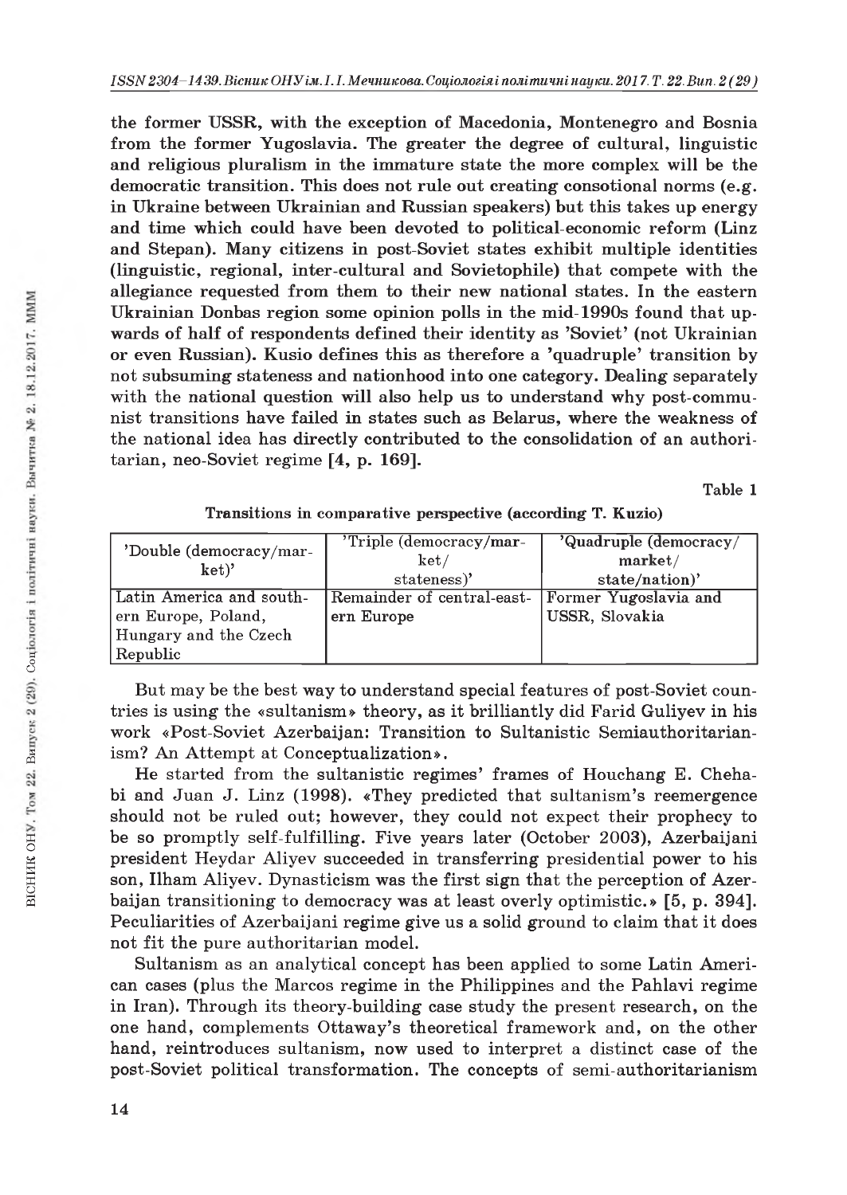the former USSR, with the exception of Macedonia, Montenegro and Bosnia from the former Yugoslavia. The greater the degree of cultural, linguistic and religious pluralism in the immature state the more complex will be the democratic transition. This does not rule out creating consotional norms (e.g. in Ukraine between Ukrainian and Russian speakers) but this takes up energy and time which could have been devoted to political-economic reform (Linz and Stepan). Many citizens in post-Soviet states exhibit multiple identities (linguistic, regional, inter-cultural and Sovietophile) that compete with the allegiance requested from them to their new national states. In the eastern Ukrainian Donbas region some opinion polls in the mid-1990s found that upwards of half of respondents defined their identity as 'Soviet' (not Ukrainian or even Russian). Kusio defines this as therefore a 'quadruple' transition by not subsuming stateness and nationhood into one category. Dealing separately with the national question will also help us to understand why post-communist transitions have failed in states such as Belarus, where the weakness of the national idea has directly contributed to the consolidation of an authoritarian, neo-Soviet regime [4, p. 169].

Table 1

**Transitions in comparative perspective (according T. Kuzio)**

| 'Double (democracy/market)' | 'Triple (democracy/market/stateness)' | 'Quadruple (democracy/market/state/nation)' |
|---|---|---|
| Latin America and southern Europe, Poland, Hungary and the Czech Republic | Remainder of central-eastern Europe | Former Yugoslavia and USSR, Slovakia |

But may be the best way to understand special features of post-Soviet countries is using the «sultanism» theory, as it brilliantly did Farid Guliyev in his work «Post-Soviet Azerbaijan: Transition to Sultanistic Semiauthoritarianism? An Attempt at Conceptualization».

He started from the sultanistic regimes' frames of Houchang E. Chehabi and Juan J. Linz (1998). «They predicted that sultanism's reemergence should not be ruled out; however, they could not expect their prophecy to be so promptly self-fulfilling. Five years later (October 2003), Azerbaijani president Heydar Aliyev succeeded in transferring presidential power to his son, Ilham Aliyev. Dynasticism was the first sign that the perception of Azerbaijan transitioning to democracy was at least overly optimistic.» [5, p. 394]. Peculiarities of Azerbaijani regime give us a solid ground to claim that it does not fit the pure authoritarian model.

Sultanism as an analytical concept has been applied to some Latin American cases (plus the Marcos regime in the Philippines and the Pahlavi regime in Iran). Through its theory-building case study the present research, on the one hand, complements Ottaway's theoretical framework and, on the other hand, reintroduces sultanism, now used to interpret a distinct case of the post-Soviet political transformation. The concepts of semi-authoritarianism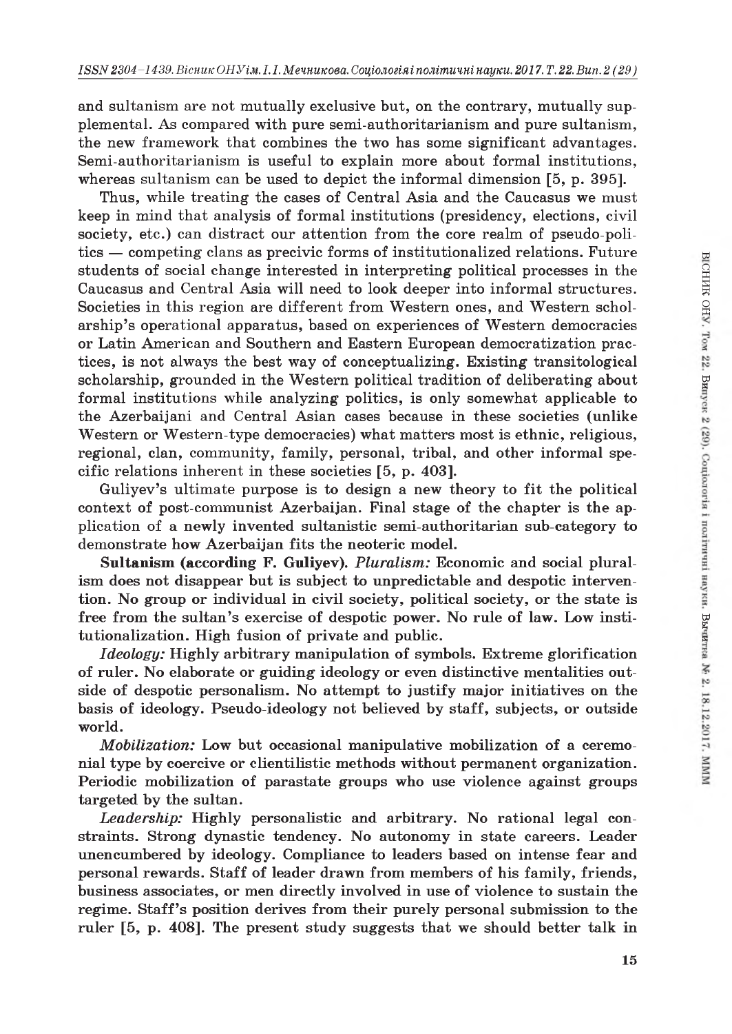and sultanism are not mutually exclusive but, on the contrary, mutually supplemental. As compared with pure semi-authoritarianism and pure sultanism, the new framework that combines the two has some significant advantages. Semi-authoritarianism is useful to explain more about formal institutions, whereas sultanism can be used to depict the informal dimension [5, p. 395].

Thus, while treating the cases of Central Asia and the Caucasus we must keep in mind that analysis of formal institutions (presidency, elections, civil society, etc.) can distract our attention from the core realm of pseudo-politics — competing clans as precivic forms of institutionalized relations. Future students of social change interested in interpreting political processes in the Caucasus and Central Asia will need to look deeper into informal structures. Societies in this region are different from Western ones, and Western scholarship's operational apparatus, based on experiences of Western democracies or Latin American and Southern and Eastern European democratization practices, is not always the best way of conceptualizing. Existing transitological scholarship, grounded in the Western political tradition of deliberating about formal institutions while analyzing politics, is only somewhat applicable to the Azerbaijani and Central Asian cases because in these societies (unlike Western or Western-type democracies) what matters most is ethnic, religious, regional, clan, community, family, personal, tribal, and other informal specific relations inherent in these societies [5, p. 403].

Guliyev's ultimate purpose is to design a new theory to fit the political context of post-communist Azerbaijan. Final stage of the chapter is the application of a newly invented sultanistic semi-authoritarian sub-category to demonstrate how Azerbaijan fits the neoteric model.

**Sultanism (according F. Guliyev).** *Pluralism:* Economic and social pluralism does not disappear but is subject to unpredictable and despotic intervention. No group or individual in civil society, political society, or the state is free from the sultan's exercise of despotic power. No rule of law. Low institutionalization. High fusion of private and public.

*Ideology:* Highly arbitrary manipulation of symbols. Extreme glorification of ruler. No elaborate or guiding ideology or even distinctive mentalities outside of despotic personalism. No attempt to justify major initiatives on the basis of ideology. Pseudo-ideology not believed by staff, subjects, or outside world.

*Mobilization:* Low but occasional manipulative mobilization of a ceremonial type by coercive or clientilistic methods without permanent organization. Periodic mobilization of parastate groups who use violence against groups targeted by the sultan.

*Leadership:* Highly personalistic and arbitrary. No rational legal constraints. Strong dynastic tendency. No autonomy in state careers. Leader unencumbered by ideology. Compliance to leaders based on intense fear and personal rewards. Staff of leader drawn from members of his family, friends, business associates, or men directly involved in use of violence to sustain the regime. Staff's position derives from their purely personal submission to the ruler [5, p. 408]. The present study suggests that we should better talk in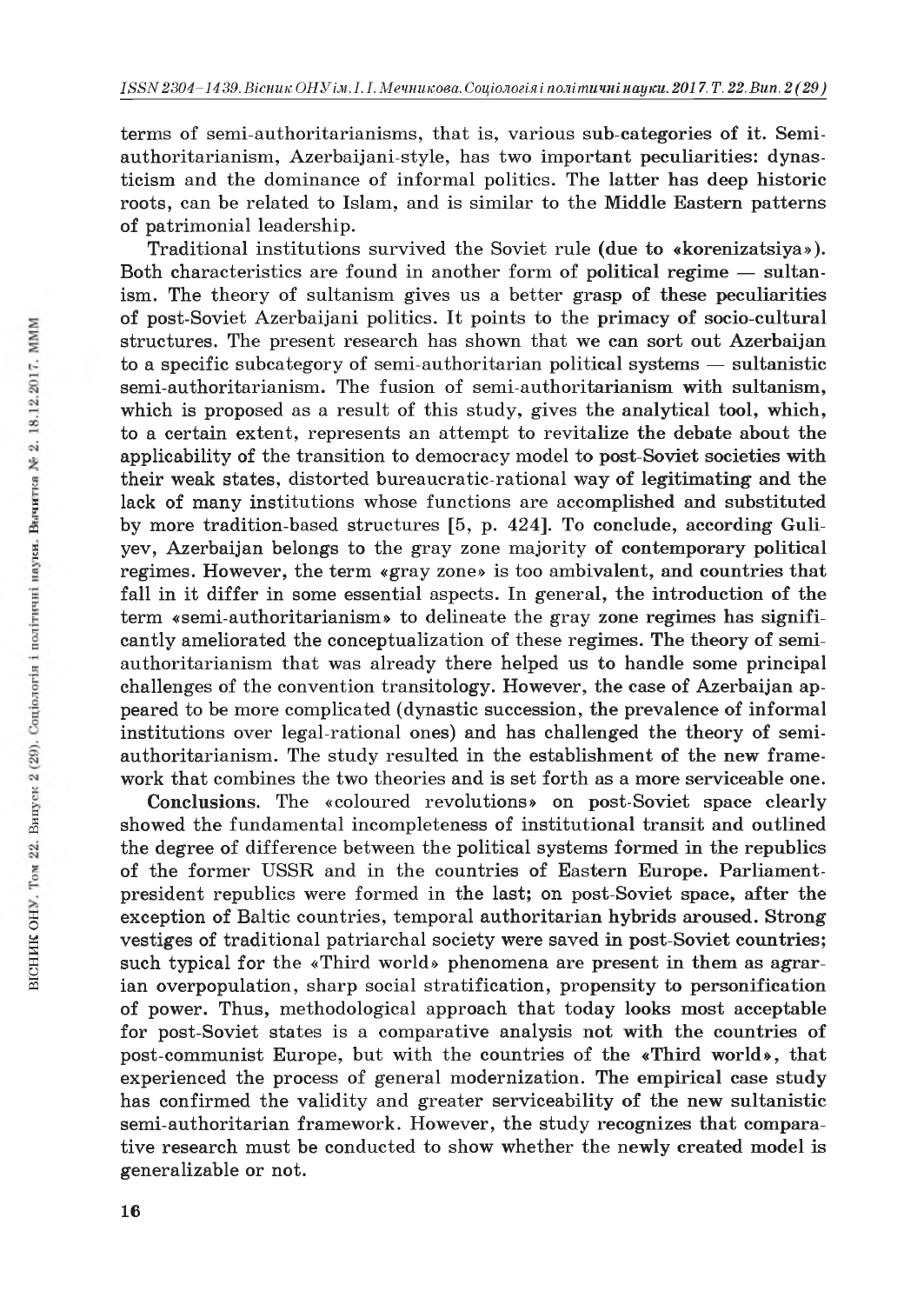terms of semi-authoritarianisms, that is, various sub-categories of it. Semi-authoritarianism, Azerbaijani-style, has two important peculiarities: dynasticism and the dominance of informal politics. The latter has deep historic roots, can be related to Islam, and is similar to the Middle Eastern patterns of patrimonial leadership.

Traditional institutions survived the Soviet rule (due to «korenizatsiya»). Both characteristics are found in another form of political regime — sultanism. The theory of sultanism gives us a better grasp of these peculiarities of post-Soviet Azerbaijani politics. It points to the primacy of socio-cultural structures. The present research has shown that we can sort out Azerbaijan to a specific subcategory of semi-authoritarian political systems — sultanistic semi-authoritarianism. The fusion of semi-authoritarianism with sultanism, which is proposed as a result of this study, gives the analytical tool, which, to a certain extent, represents an attempt to revitalize the debate about the applicability of the transition to democracy model to post-Soviet societies with their weak states, distorted bureaucratic-rational way of legitimating and the lack of many institutions whose functions are accomplished and substituted by more tradition-based structures [5, p. 424]. To conclude, according Guliyev, Azerbaijan belongs to the gray zone majority of contemporary political regimes. However, the term «gray zone» is too ambivalent, and countries that fall in it differ in some essential aspects. In general, the introduction of the term «semi-authoritarianism» to delineate the gray zone regimes has significantly ameliorated the conceptualization of these regimes. The theory of semi-authoritarianism that was already there helped us to handle some principal challenges of the convention transitology. However, the case of Azerbaijan appeared to be more complicated (dynastic succession, the prevalence of informal institutions over legal-rational ones) and has challenged the theory of semi-authoritarianism. The study resulted in the establishment of the new framework that combines the two theories and is set forth as a more serviceable one.

**Conclusions.** The «coloured revolutions» on post-Soviet space clearly showed the fundamental incompleteness of institutional transit and outlined the degree of difference between the political systems formed in the republics of the former USSR and in the countries of Eastern Europe. Parliament-president republics were formed in the last; on post-Soviet space, after the exception of Baltic countries, temporal authoritarian hybrids aroused. Strong vestiges of traditional patriarchal society were saved in post-Soviet countries; such typical for the «Third world» phenomena are present in them as agrarian overpopulation, sharp social stratification, propensity to personification of power. Thus, methodological approach that today looks most acceptable for post-Soviet states is a comparative analysis not with the countries of post-communist Europe, but with the countries of the «Third world», that experienced the process of general modernization. The empirical case study has confirmed the validity and greater serviceability of the new sultanistic semi-authoritarian framework. However, the study recognizes that comparative research must be conducted to show whether the newly created model is generalizable or not.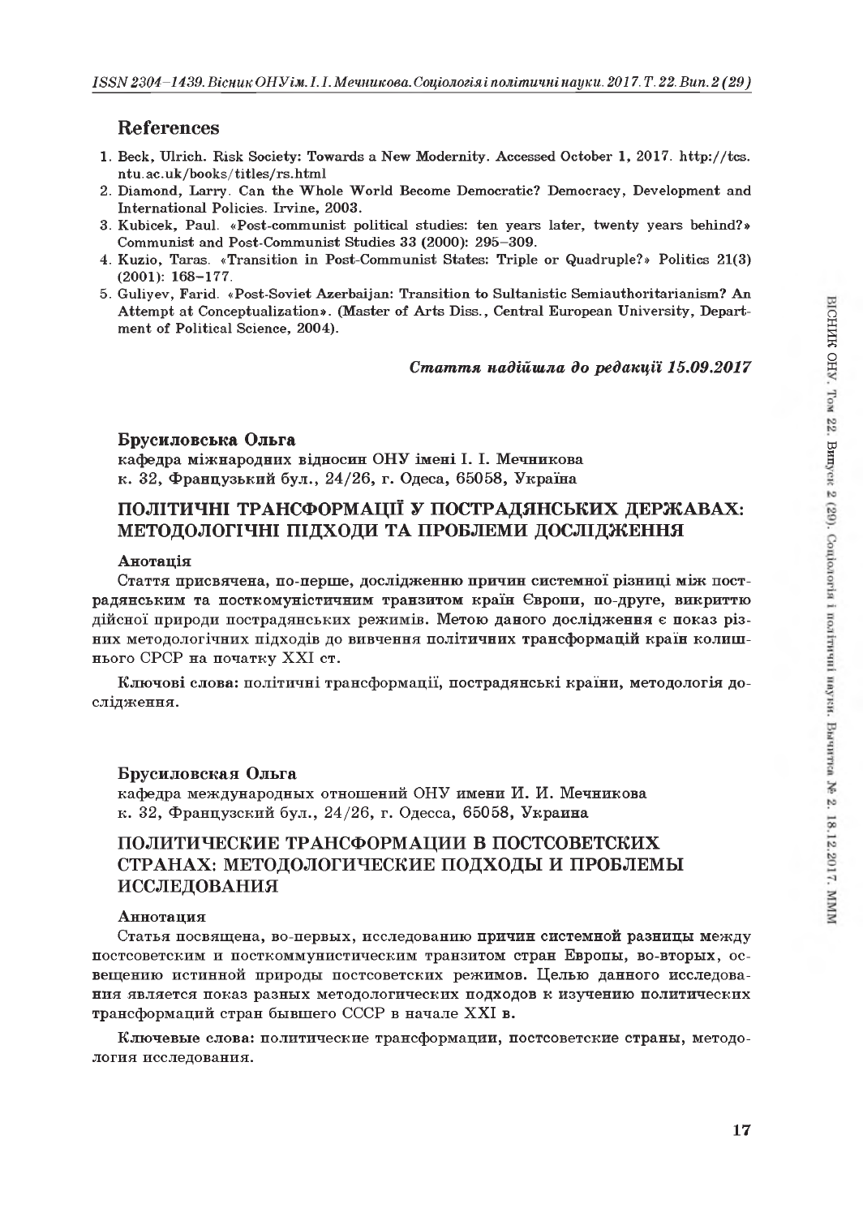## References

1. Beck, Ulrich. Risk Society: Towards a New Modernity. Accessed October 1, 2017. http://tcs.ntu.ac.uk/books/titles/rs.html
2. Diamond, Larry. Can the Whole World Become Democratic? Democracy, Development and International Policies. Irvine, 2003.
3. Kubicek, Paul. «Post-communist political studies: ten years later, twenty years behind?» Communist and Post-Communist Studies 33 (2000): 295–309.
4. Kuzio, Taras. «Transition in Post-Communist States: Triple or Quadruple?» Politics 21(3) (2001): 168–177.
5. Guliyev, Farid. «Post-Soviet Azerbaijan: Transition to Sultanistic Semiauthoritarianism? An Attempt at Conceptualization». (Master of Arts Diss., Central European University, Department of Political Science, 2004).

***Стаття надійшла до редакції 15.09.2017***

**Брусиловська Ольга**
**кафедра міжнародних відносин ОНУ імені І. І. Мечникова**
**к. 32, Французький бул., 24/26, г. Одеса, 65058, Україна**

## ПОЛІТИЧНІ ТРАНСФОРМАЦІЇ У ПОСТРАДЯНСЬКИХ ДЕРЖАВАХ: МЕТОДОЛОГІЧНІ ПІДХОДИ ТА ПРОБЛЕМИ ДОСЛІДЖЕННЯ

**Анотація**

Стаття присвячена, по-перше, дослідженню причин системної різниці між пострадянським та посткомуністичним транзитом країн Європи, по-друге, викриттю дійсної природи пострадянських режимів. Метою даного дослідження є показ різних методологічних підходів до вивчення політичних трансформацій країн колишнього СРСР на початку XXI ст.

**Ключові слова:** політичні трансформації, пострадянські країни, методологія дослідження.

**Брусиловская Ольга**
**кафедра международных отношений ОНУ имени И. И. Мечникова**
**к. 32, Французский бул., 24/26, г. Одесса, 65058, Украина**

## ПОЛИТИЧЕСКИЕ ТРАНСФОРМАЦИИ В ПОСТСОВЕТСКИХ СТРАНАХ: МЕТОДОЛОГИЧЕСКИЕ ПОДХОДЫ И ПРОБЛЕМЫ ИССЛЕДОВАНИЯ

**Аннотация**

Статья посвящена, во-первых, исследованию причин системной разницы между постсоветским и посткоммунистическим транзитом стран Европы, во-вторых, освещению истинной природы постсоветских режимов. Целью данного исследования является показ разных методологических подходов к изучению политических трансформаций стран бывшего СССР в начале XXI в.

**Ключевые слова:** политические трансформации, постсоветские страны, методология исследования.